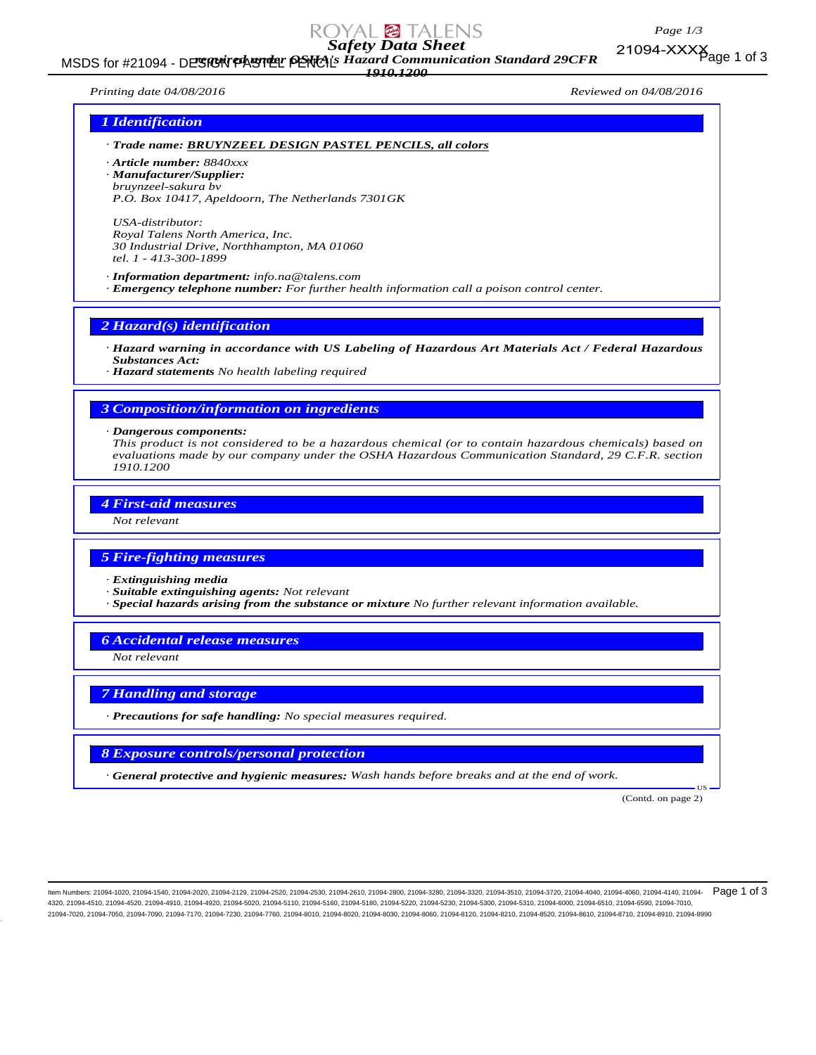# Safety Data Sheet

*according to OSHA's Hazard Communication Standard 29CFR 1910.1200*

Printing date 04/08/2016 Reviewed on 04/08/2016

## 1 Identification

· **Trade name: BRUYNZEEL DESIGN PASTEL PENCILS, all colors**

· **Article number:** 8840xxx

· **Manufacturer/Supplier:**
bruynzeel-sakura bv
P.O. Box 10417, Apeldoorn, The Netherlands 7301GK

USA-distributor:
Royal Talens North America, Inc.
30 Industrial Drive, Northhampton, MA 01060
tel. 1 - 413-300-1899

· **Information department:** info.na@talens.com

· **Emergency telephone number:** For further health information call a poison control center.

## 2 Hazard(s) identification

· **Hazard warning in accordance with US Labeling of Hazardous Art Materials Act / Federal Hazardous Substances Act:**

· **Hazard statements** No health labeling required

## 3 Composition/information on ingredients

· **Dangerous components:**
This product is not considered to be a hazardous chemical (or to contain hazardous chemicals) based on evaluations made by our company under the OSHA Hazardous Communication Standard, 29 C.F.R. section 1910.1200

## 4 First-aid measures

Not relevant

## 5 Fire-fighting measures

· **Extinguishing media**

· **Suitable extinguishing agents:** Not relevant

· **Special hazards arising from the substance or mixture** No further relevant information available.

## 6 Accidental release measures

Not relevant

## 7 Handling and storage

· **Precautions for safe handling:** No special measures required.

## 8 Exposure controls/personal protection

· **General protective and hygienic measures:** Wash hands before breaks and at the end of work.

(Contd. on page 2)

Item Numbers: 21094-1020, 21094-1540, 21094-2020, 21094-2129, 21094-2520, 21094-2530, 21094-2610, 21094-2800, 21094-3280, 21094-3320, 21094-3510, 21094-3720, 21094-4040, 21094-4060, 21094-4140, 21094-4320, 21094-4510, 21094-4520, 21094-4910, 21094-4920, 21094-5020, 21094-5110, 21094-5160, 21094-5180, 21094-5220, 21094-5230, 21094-5300, 21094-5310, 21094-6000, 21094-6510, 21094-6590, 21094-7010, 21094-7020, 21094-7050, 21094-7090, 21094-7170, 21094-7230, 21094-7760, 21094-8010, 21094-8020, 21094-8030, 21094-8060, 21094-8120, 21094-8210, 21094-8520, 21094-8610, 21094-8710, 21094-8910, 21094-8990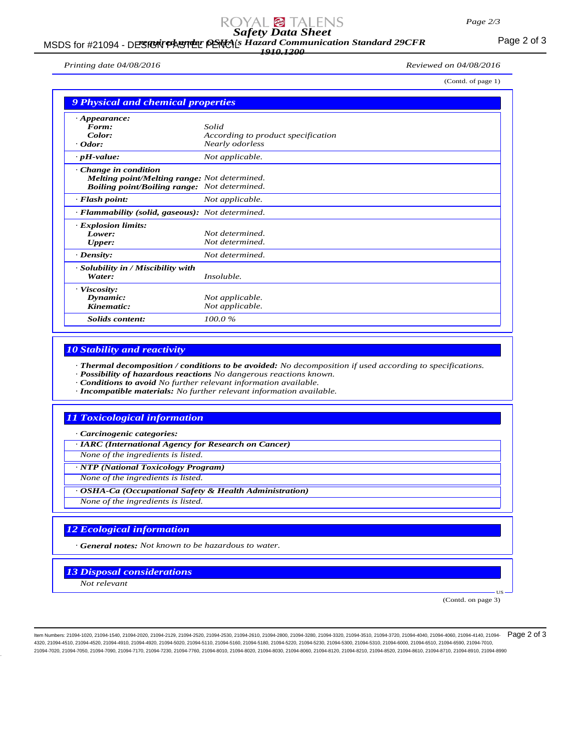(Contd. of page 1)

## 9 Physical and chemical properties

| | |
|---|---|
| **· Appearance:** | |
| **Form:** | *Solid* |
| **Color:** | *According to product specification* |
| **· Odor:** | *Nearly odorless* |
| **· pH-value:** | *Not applicable.* |
| **· Change in condition** | |
| **Melting point/Melting range:** | *Not determined.* |
| **Boiling point/Boiling range:** | *Not determined.* |
| **· Flash point:** | *Not applicable.* |
| **· Flammability (solid, gaseous):** | *Not determined.* |
| **· Explosion limits:** | |
| **Lower:** | *Not determined.* |
| **Upper:** | *Not determined.* |
| **· Density:** | *Not determined.* |
| **· Solubility in / Miscibility with** | |
| **Water:** | *Insoluble.* |
| **· Viscosity:** | |
| **Dynamic:** | *Not applicable.* |
| **Kinematic:** | *Not applicable.* |
| **Solids content:** | *100.0 %* |

## 10 Stability and reactivity

· **Thermal decomposition / conditions to be avoided:** *No decomposition if used according to specifications.*
· **Possibility of hazardous reactions** *No dangerous reactions known.*
· **Conditions to avoid** *No further relevant information available.*
· **Incompatible materials:** *No further relevant information available.*

## 11 Toxicological information

· **Carcinogenic categories:**

· **IARC (International Agency for Research on Cancer)**
*None of the ingredients is listed.*

· **NTP (National Toxicology Program)**
*None of the ingredients is listed.*

· **OSHA-Ca (Occupational Safety & Health Administration)**
*None of the ingredients is listed.*

## 12 Ecological information

· **General notes:** *Not known to be hazardous to water.*

## 13 Disposal considerations

*Not relevant*

(Contd. on page 3)

Item Numbers: 21094-1020, 21094-1540, 21094-2020, 21094-2129, 21094-2520, 21094-2530, 21094-2610, 21094-2800, 21094-3280, 21094-3320, 21094-3510, 21094-3720, 21094-4040, 21094-4060, 21094-4140, 21094-4320, 21094-4510, 21094-4520, 21094-4910, 21094-4920, 21094-5020, 21094-5110, 21094-5160, 21094-5180, 21094-5220, 21094-5230, 21094-5300, 21094-5310, 21094-6000, 21094-6510, 21094-6590, 21094-7010, 21094-7020, 21094-7050, 21094-7090, 21094-7170, 21094-7230, 21094-7760, 21094-8010, 21094-8020, 21094-8030, 21094-8060, 21094-8120, 21094-8210, 21094-8520, 21094-8610, 21094-8710, 21094-8910, 21094-8990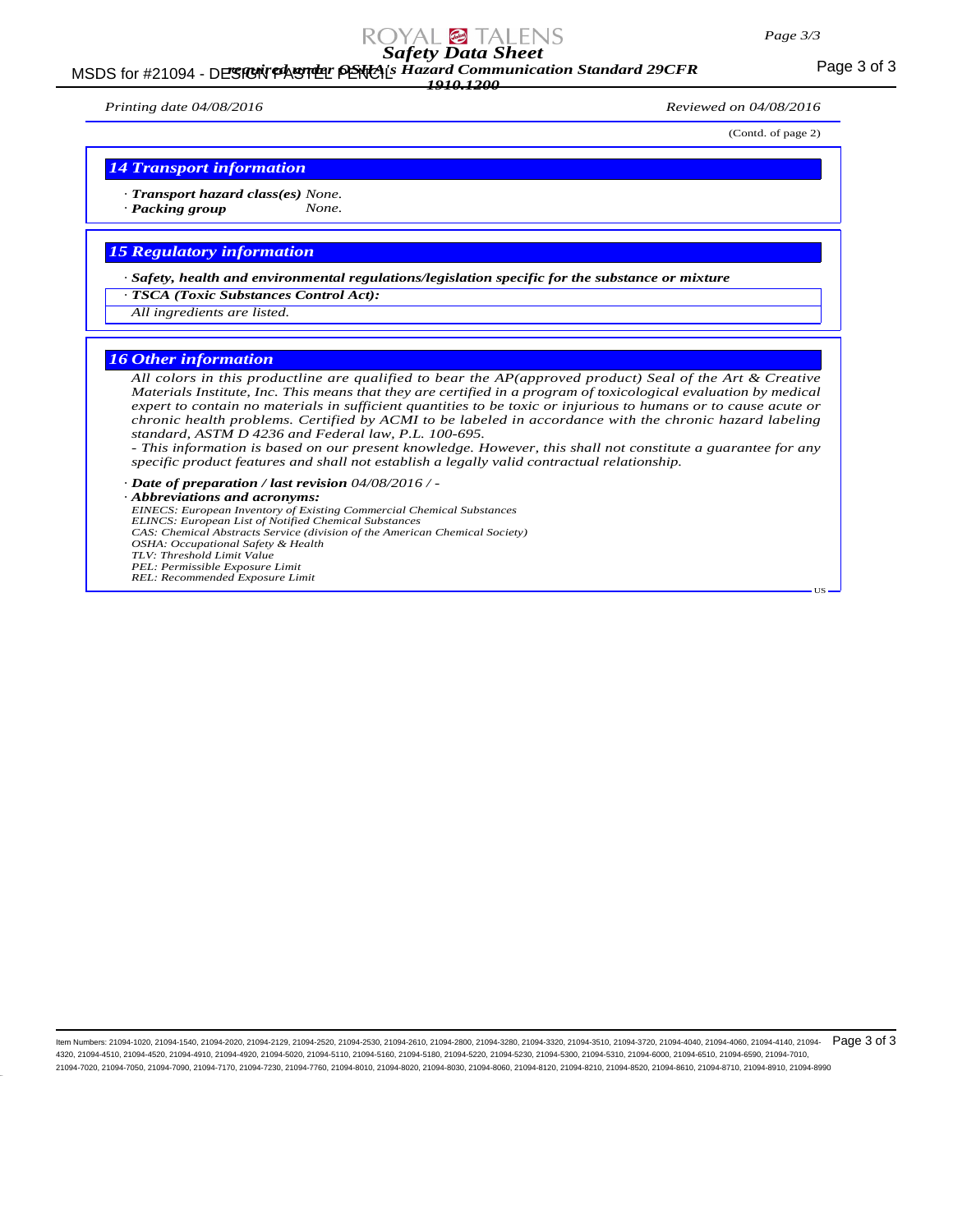(Contd. of page 2)

## 14 Transport information

· **Transport hazard class(es)** None.
· **Packing group** None.

## 15 Regulatory information

· **Safety, health and environmental regulations/legislation specific for the substance or mixture**
· **TSCA (Toxic Substances Control Act):**
All ingredients are listed.

## 16 Other information

All colors in this productline are qualified to bear the AP(approved product) Seal of the Art & Creative Materials Institute, Inc. This means that they are certified in a program of toxicological evaluation by medical expert to contain no materials in sufficient quantities to be toxic or injurious to humans or to cause acute or chronic health problems. Certified by ACMI to be labeled in accordance with the chronic hazard labeling standard, ASTM D 4236 and Federal law, P.L. 100-695.
- This information is based on our present knowledge. However, this shall not constitute a guarantee for any specific product features and shall not establish a legally valid contractual relationship.

· **Date of preparation / last revision** 04/08/2016 / -
· **Abbreviations and acronyms:**
EINECS: European Inventory of Existing Commercial Chemical Substances
ELINCS: European List of Notified Chemical Substances
CAS: Chemical Abstracts Service (division of the American Chemical Society)
OSHA: Occupational Safety & Health
TLV: Threshold Limit Value
PEL: Permissible Exposure Limit
REL: Recommended Exposure Limit

Item Numbers: 21094-1020, 21094-1540, 21094-2020, 21094-2129, 21094-2520, 21094-2530, 21094-2610, 21094-2800, 21094-3280, 21094-3320, 21094-3510, 21094-3720, 21094-4040, 21094-4060, 21094-4140, 21094-4320, 21094-4510, 21094-4520, 21094-4910, 21094-4920, 21094-5020, 21094-5110, 21094-5160, 21094-5180, 21094-5220, 21094-5230, 21094-5300, 21094-5310, 21094-6000, 21094-6510, 21094-6590, 21094-7010, 21094-7020, 21094-7050, 21094-7090, 21094-7170, 21094-7230, 21094-7760, 21094-8010, 21094-8020, 21094-8030, 21094-8060, 21094-8120, 21094-8210, 21094-8520, 21094-8610, 21094-8710, 21094-8910, 21094-8990